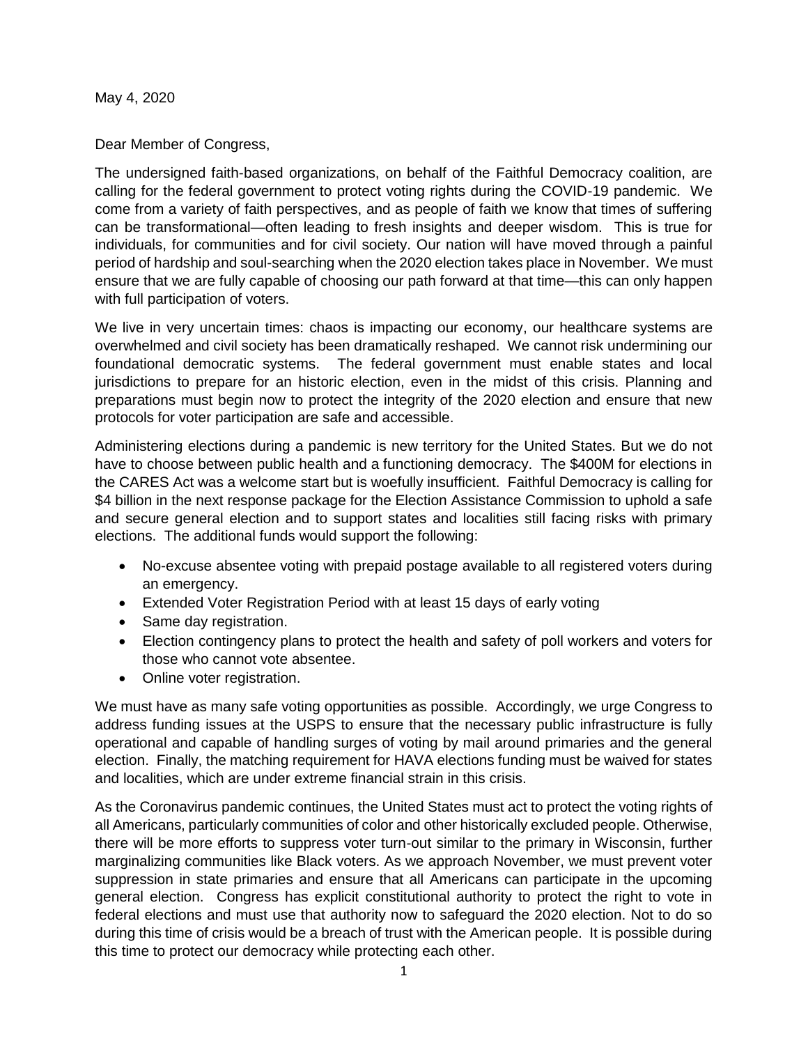May 4, 2020

Dear Member of Congress,

The undersigned faith-based organizations, on behalf of the Faithful Democracy coalition, are calling for the federal government to protect voting rights during the COVID-19 pandemic. We come from a variety of faith perspectives, and as people of faith we know that times of suffering can be transformational—often leading to fresh insights and deeper wisdom. This is true for individuals, for communities and for civil society. Our nation will have moved through a painful period of hardship and soul-searching when the 2020 election takes place in November. We must ensure that we are fully capable of choosing our path forward at that time—this can only happen with full participation of voters.

We live in very uncertain times: chaos is impacting our economy, our healthcare systems are overwhelmed and civil society has been dramatically reshaped. We cannot risk undermining our foundational democratic systems. The federal government must enable states and local jurisdictions to prepare for an historic election, even in the midst of this crisis. Planning and preparations must begin now to protect the integrity of the 2020 election and ensure that new protocols for voter participation are safe and accessible.

Administering elections during a pandemic is new territory for the United States. But we do not have to choose between public health and a functioning democracy. The $400M for elections in the CARES Act was a welcome start but is woefully insufficient. Faithful Democracy is calling for $4 billion in the next response package for the Election Assistance Commission to uphold a safe and secure general election and to support states and localities still facing risks with primary elections. The additional funds would support the following:

- No-excuse absentee voting with prepaid postage available to all registered voters during an emergency.
- Extended Voter Registration Period with at least 15 days of early voting
- Same day registration.
- Election contingency plans to protect the health and safety of poll workers and voters for those who cannot vote absentee.
- Online voter registration.

We must have as many safe voting opportunities as possible. Accordingly, we urge Congress to address funding issues at the USPS to ensure that the necessary public infrastructure is fully operational and capable of handling surges of voting by mail around primaries and the general election. Finally, the matching requirement for HAVA elections funding must be waived for states and localities, which are under extreme financial strain in this crisis.

As the Coronavirus pandemic continues, the United States must act to protect the voting rights of all Americans, particularly communities of color and other historically excluded people. Otherwise, there will be more efforts to suppress voter turn-out similar to the primary in Wisconsin, further marginalizing communities like Black voters. As we approach November, we must prevent voter suppression in state primaries and ensure that all Americans can participate in the upcoming general election. Congress has explicit constitutional authority to protect the right to vote in federal elections and must use that authority now to safeguard the 2020 election. Not to do so during this time of crisis would be a breach of trust with the American people. It is possible during this time to protect our democracy while protecting each other.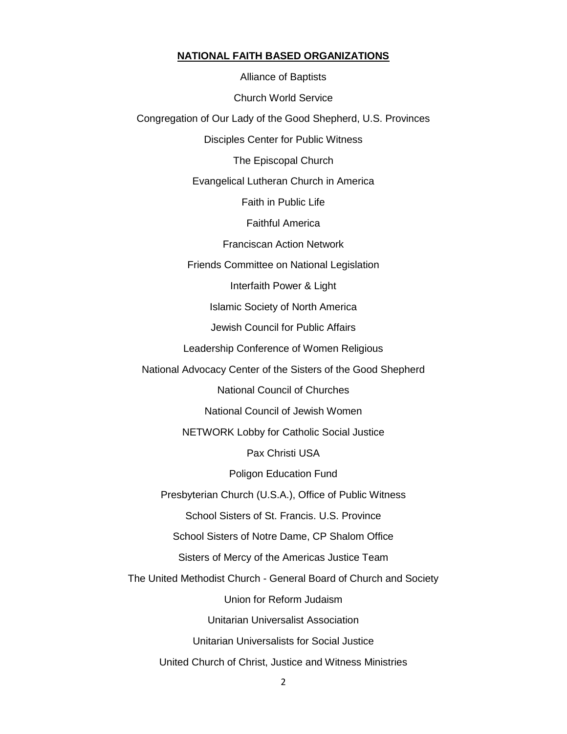## NATIONAL FAITH BASED ORGANIZATIONS

Alliance of Baptists

Church World Service

Congregation of Our Lady of the Good Shepherd, U.S. Provinces

Disciples Center for Public Witness

The Episcopal Church

Evangelical Lutheran Church in America

Faith in Public Life

Faithful America

Franciscan Action Network

Friends Committee on National Legislation

Interfaith Power & Light

Islamic Society of North America

Jewish Council for Public Affairs

Leadership Conference of Women Religious

National Advocacy Center of the Sisters of the Good Shepherd

National Council of Churches

National Council of Jewish Women

NETWORK Lobby for Catholic Social Justice

Pax Christi USA

Poligon Education Fund

Presbyterian Church (U.S.A.), Office of Public Witness

School Sisters of St. Francis. U.S. Province

School Sisters of Notre Dame, CP Shalom Office

Sisters of Mercy of the Americas Justice Team

The United Methodist Church - General Board of Church and Society

Union for Reform Judaism

Unitarian Universalist Association

Unitarian Universalists for Social Justice

United Church of Christ, Justice and Witness Ministries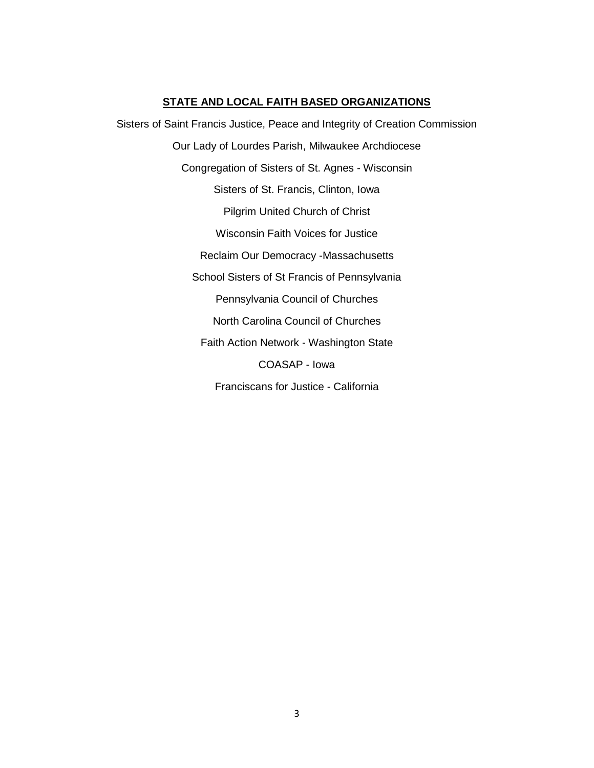**STATE AND LOCAL FAITH BASED ORGANIZATIONS**

Sisters of Saint Francis Justice, Peace and Integrity of Creation Commission

Our Lady of Lourdes Parish, Milwaukee Archdiocese

Congregation of Sisters of St. Agnes - Wisconsin

Sisters of St. Francis, Clinton, Iowa

Pilgrim United Church of Christ

Wisconsin Faith Voices for Justice

Reclaim Our Democracy -Massachusetts

School Sisters of St Francis of Pennsylvania

Pennsylvania Council of Churches

North Carolina Council of Churches

Faith Action Network - Washington State

COASAP - Iowa

Franciscans for Justice - California